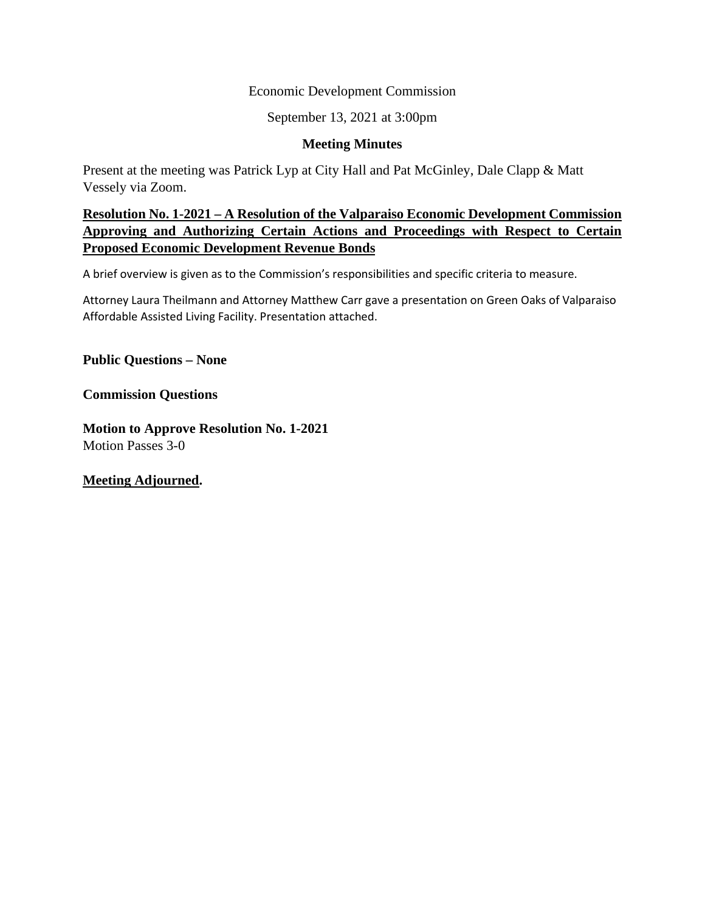Economic Development Commission

September 13, 2021 at 3:00pm

**Meeting Minutes**

Present at the meeting was Patrick Lyp at City Hall and Pat McGinley, Dale Clapp & Matt Vessely via Zoom.

**Resolution No. 1-2021 – A Resolution of the Valparaiso Economic Development Commission Approving and Authorizing Certain Actions and Proceedings with Respect to Certain Proposed Economic Development Revenue Bonds**

A brief overview is given as to the Commission's responsibilities and specific criteria to measure.

Attorney Laura Theilmann and Attorney Matthew Carr gave a presentation on Green Oaks of Valparaiso Affordable Assisted Living Facility. Presentation attached.

**Public Questions – None**

**Commission Questions**

**Motion to Approve Resolution No. 1-2021**
Motion Passes 3-0

**Meeting Adjourned.**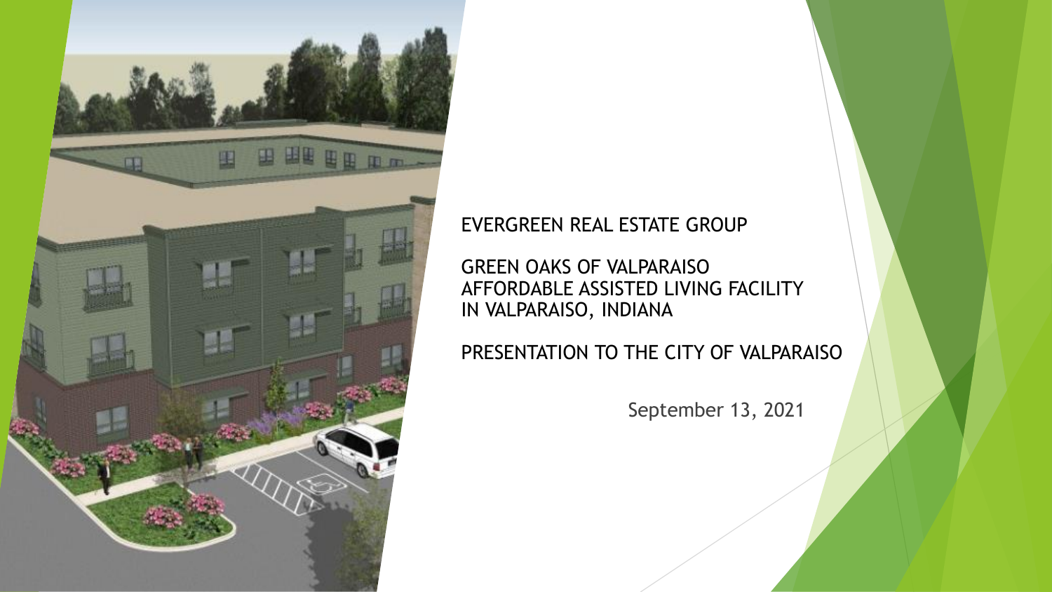EVERGREEN REAL ESTATE GROUP

GREEN OAKS OF VALPARAISO
AFFORDABLE ASSISTED LIVING FACILITY
IN VALPARAISO, INDIANA

PRESENTATION TO THE CITY OF VALPARAISO

September 13, 2021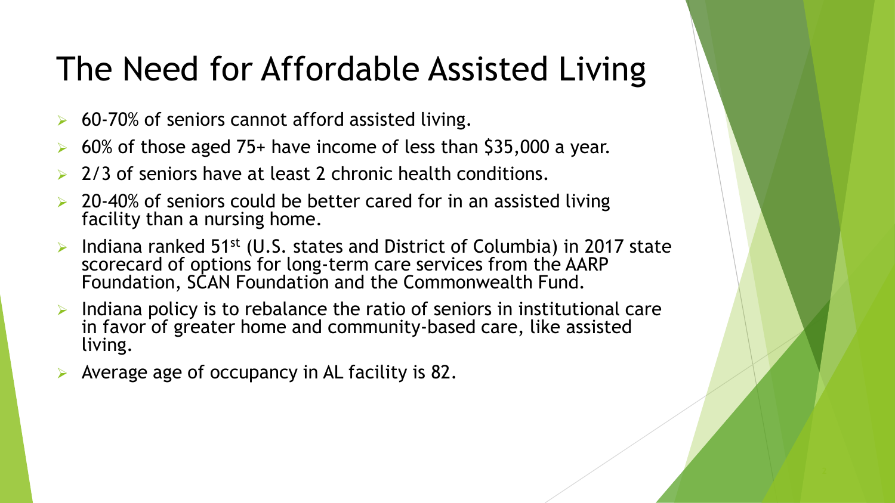# The Need for Affordable Assisted Living

- 60-70% of seniors cannot afford assisted living.
- 60% of those aged 75+ have income of less than $35,000 a year.
- 2/3 of seniors have at least 2 chronic health conditions.
- 20-40% of seniors could be better cared for in an assisted living facility than a nursing home.
- Indiana ranked 51st (U.S. states and District of Columbia) in 2017 state scorecard of options for long-term care services from the AARP Foundation, SCAN Foundation and the Commonwealth Fund.
- Indiana policy is to rebalance the ratio of seniors in institutional care in favor of greater home and community-based care, like assisted living.
- Average age of occupancy in AL facility is 82.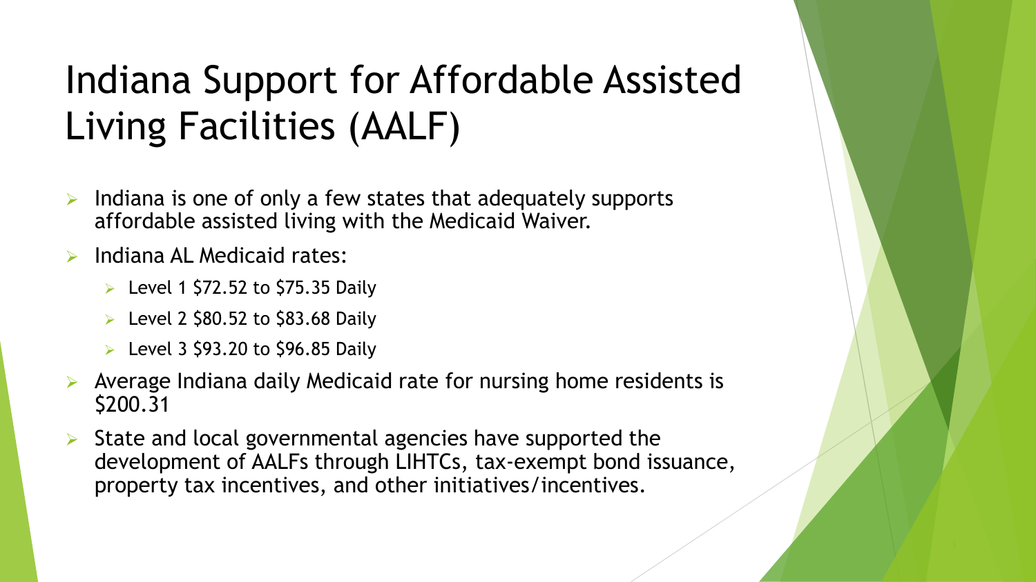# Indiana Support for Affordable Assisted Living Facilities (AALF)

- Indiana is one of only a few states that adequately supports affordable assisted living with the Medicaid Waiver.
- Indiana AL Medicaid rates:
  - Level 1 $72.52 to $75.35 Daily
  - Level 2 $80.52 to $83.68 Daily
  - Level 3 $93.20 to $96.85 Daily
- Average Indiana daily Medicaid rate for nursing home residents is $200.31
- State and local governmental agencies have supported the development of AALFs through LIHTCs, tax-exempt bond issuance, property tax incentives, and other initiatives/incentives.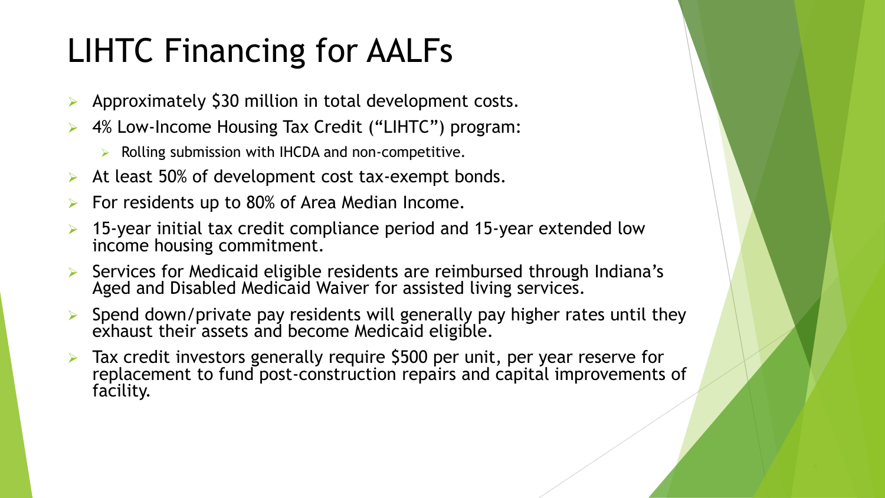# LIHTC Financing for AALFs

- Approximately $30 million in total development costs.
- 4% Low-Income Housing Tax Credit ("LIHTC") program:
  - Rolling submission with IHCDA and non-competitive.
- At least 50% of development cost tax-exempt bonds.
- For residents up to 80% of Area Median Income.
- 15-year initial tax credit compliance period and 15-year extended low income housing commitment.
- Services for Medicaid eligible residents are reimbursed through Indiana's Aged and Disabled Medicaid Waiver for assisted living services.
- Spend down/private pay residents will generally pay higher rates until they exhaust their assets and become Medicaid eligible.
- Tax credit investors generally require $500 per unit, per year reserve for replacement to fund post-construction repairs and capital improvements of facility.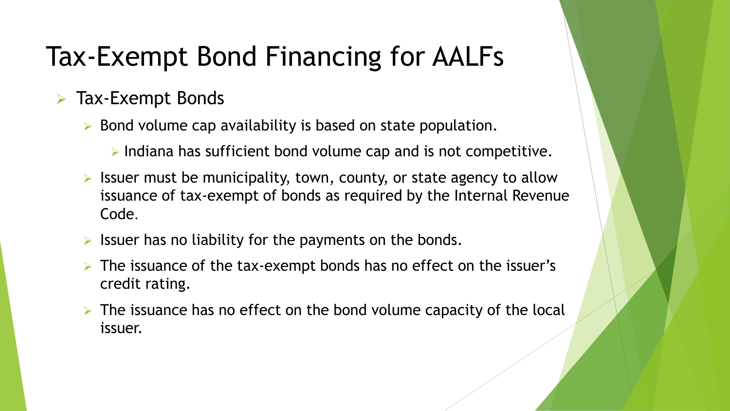# Tax-Exempt Bond Financing for AALFs

- Tax-Exempt Bonds
  - Bond volume cap availability is based on state population.
    - Indiana has sufficient bond volume cap and is not competitive.
  - Issuer must be municipality, town, county, or state agency to allow issuance of tax-exempt of bonds as required by the Internal Revenue Code.
  - Issuer has no liability for the payments on the bonds.
  - The issuance of the tax-exempt bonds has no effect on the issuer's credit rating.
  - The issuance has no effect on the bond volume capacity of the local issuer.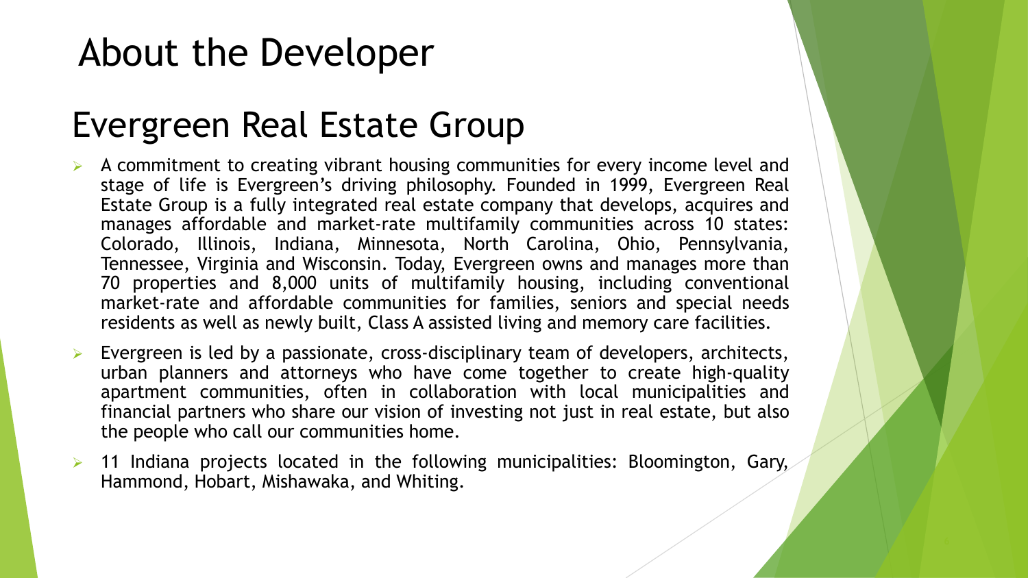# About the Developer

## Evergreen Real Estate Group

- A commitment to creating vibrant housing communities for every income level and stage of life is Evergreen's driving philosophy. Founded in 1999, Evergreen Real Estate Group is a fully integrated real estate company that develops, acquires and manages affordable and market-rate multifamily communities across 10 states: Colorado, Illinois, Indiana, Minnesota, North Carolina, Ohio, Pennsylvania, Tennessee, Virginia and Wisconsin. Today, Evergreen owns and manages more than 70 properties and 8,000 units of multifamily housing, including conventional market-rate and affordable communities for families, seniors and special needs residents as well as newly built, Class A assisted living and memory care facilities.
- Evergreen is led by a passionate, cross-disciplinary team of developers, architects, urban planners and attorneys who have come together to create high-quality apartment communities, often in collaboration with local municipalities and financial partners who share our vision of investing not just in real estate, but also the people who call our communities home.
- 11 Indiana projects located in the following municipalities: Bloomington, Gary, Hammond, Hobart, Mishawaka, and Whiting.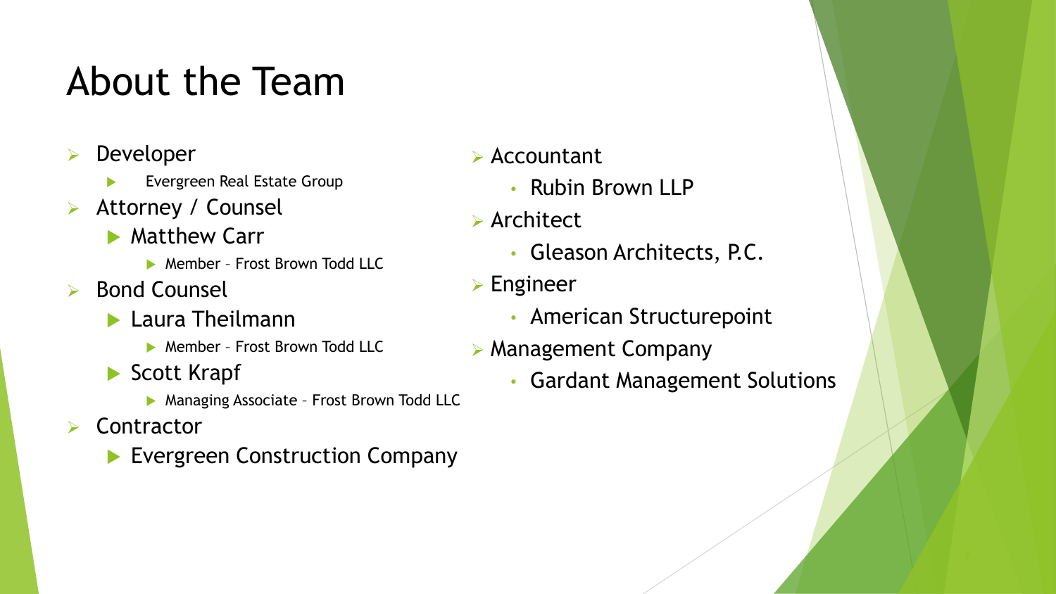# About the Team

- Developer
  - Evergreen Real Estate Group
- Attorney / Counsel
  - Matthew Carr
    - Member – Frost Brown Todd LLC
- Bond Counsel
  - Laura Theilmann
    - Member – Frost Brown Todd LLC
  - Scott Krapf
    - Managing Associate – Frost Brown Todd LLC
- Contractor
  - Evergreen Construction Company
- Accountant
  - Rubin Brown LLP
- Architect
  - Gleason Architects, P.C.
- Engineer
  - American Structurepoint
- Management Company
  - Gardant Management Solutions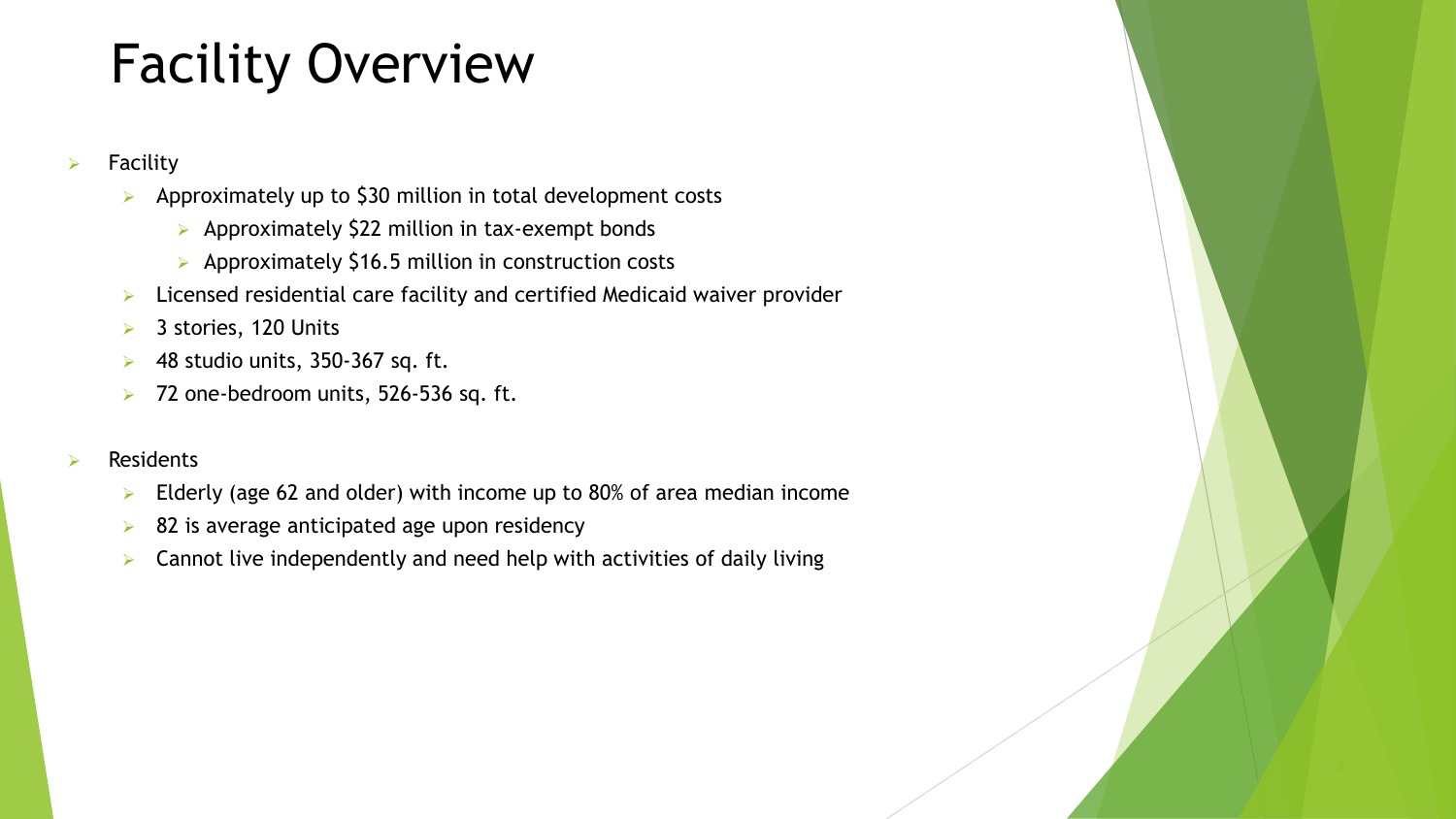# Facility Overview

- Facility
  - Approximately up to $30 million in total development costs
    - Approximately $22 million in tax-exempt bonds
    - Approximately $16.5 million in construction costs
  - Licensed residential care facility and certified Medicaid waiver provider
  - 3 stories, 120 Units
  - 48 studio units, 350-367 sq. ft.
  - 72 one-bedroom units, 526-536 sq. ft.
- Residents
  - Elderly (age 62 and older) with income up to 80% of area median income
  - 82 is average anticipated age upon residency
  - Cannot live independently and need help with activities of daily living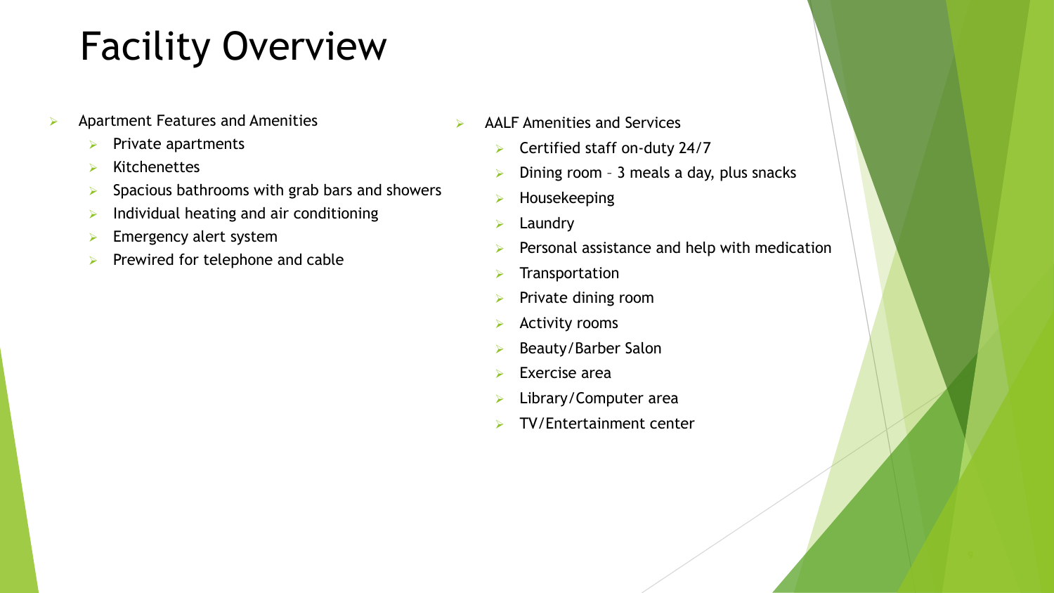# Facility Overview

- Apartment Features and Amenities
  - Private apartments
  - Kitchenettes
  - Spacious bathrooms with grab bars and showers
  - Individual heating and air conditioning
  - Emergency alert system
  - Prewired for telephone and cable

- AALF Amenities and Services
  - Certified staff on-duty 24/7
  - Dining room – 3 meals a day, plus snacks
  - Housekeeping
  - Laundry
  - Personal assistance and help with medication
  - Transportation
  - Private dining room
  - Activity rooms
  - Beauty/Barber Salon
  - Exercise area
  - Library/Computer area
  - TV/Entertainment center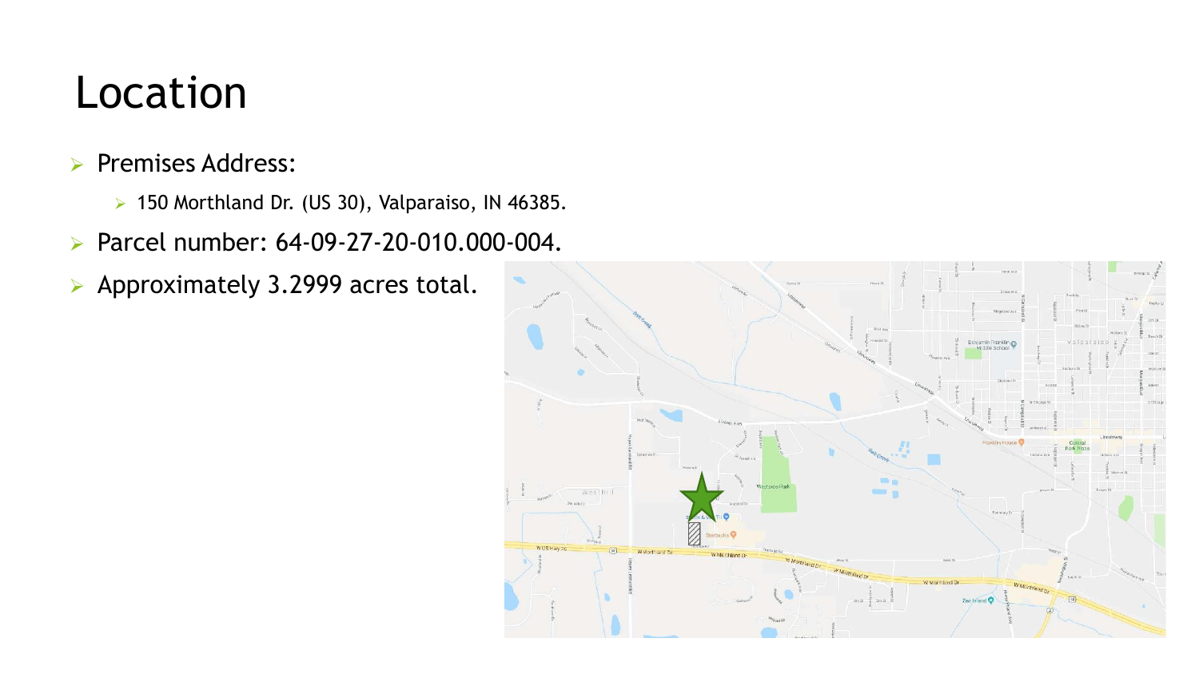# Location

- Premises Address:
  - 150 Morthland Dr. (US 30), Valparaiso, IN 46385.
- Parcel number: 64-09-27-20-010.000-004.
- Approximately 3.2999 acres total.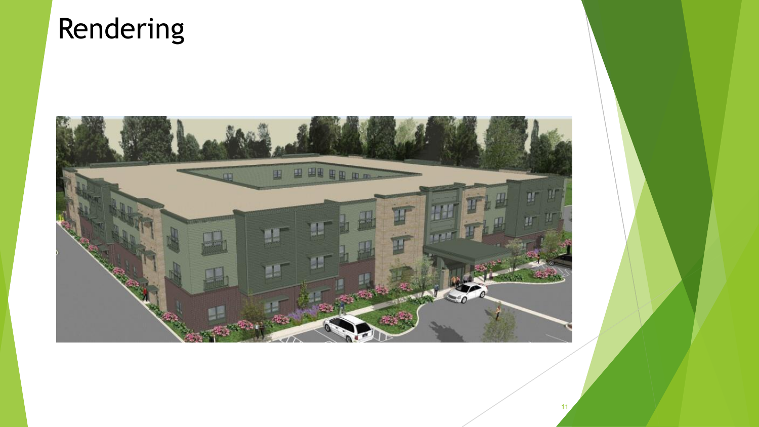# Rendering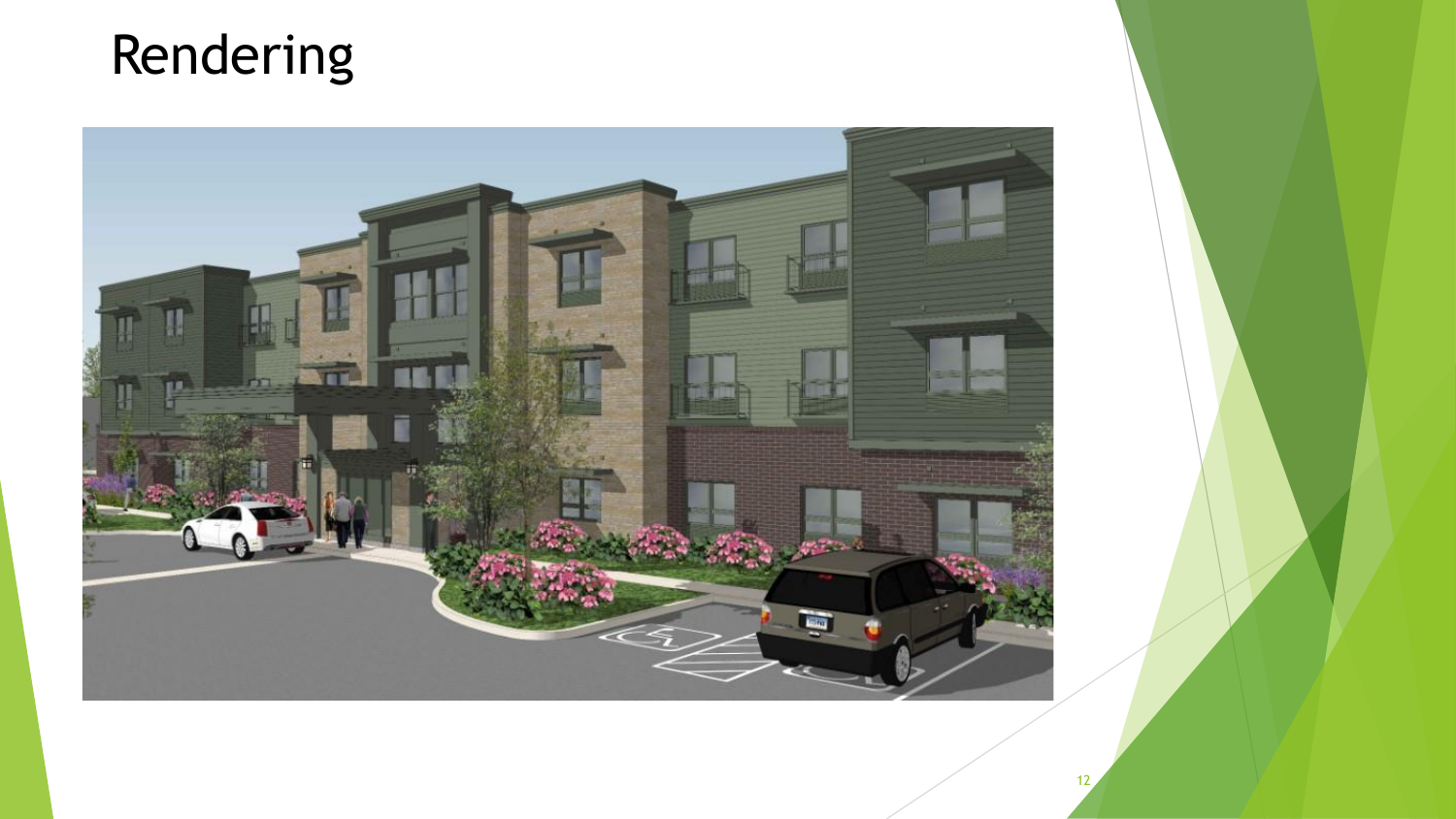# Rendering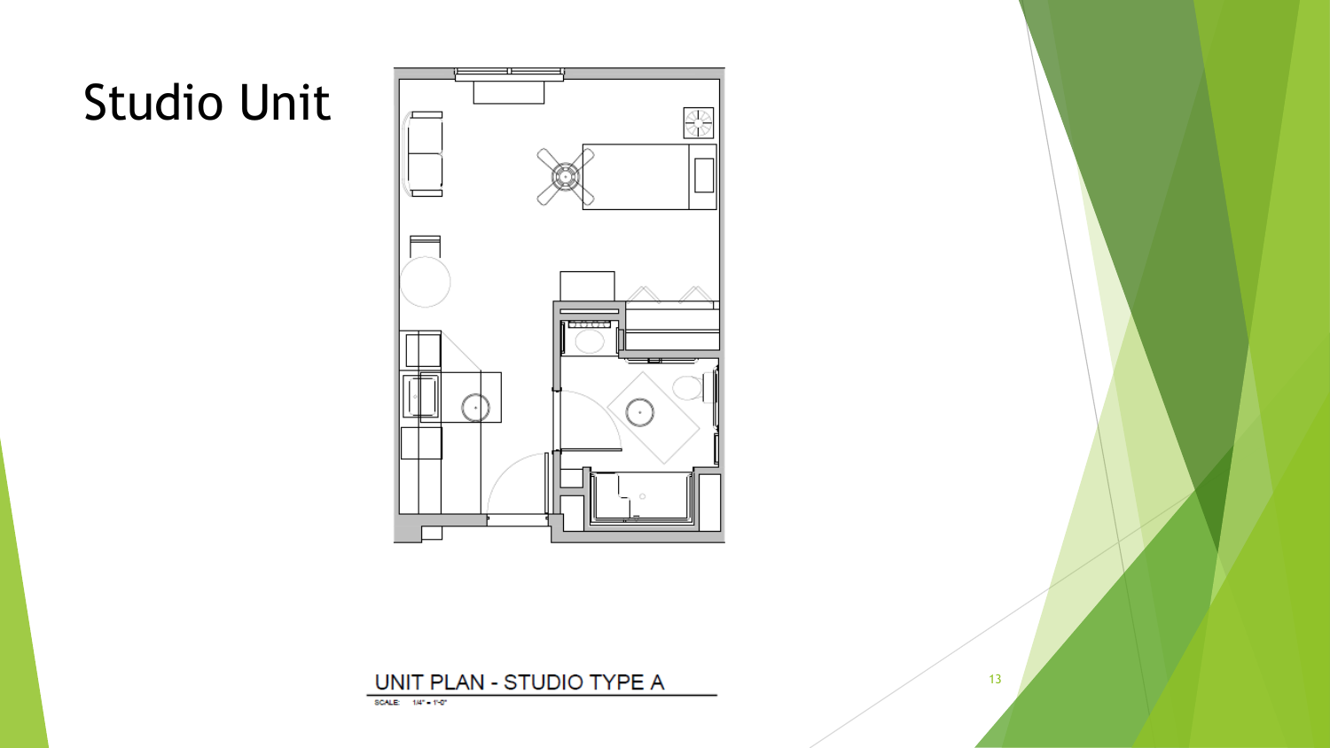# Studio Unit

UNIT PLAN - STUDIO TYPE A

SCALE: 1/4" = 1'-0"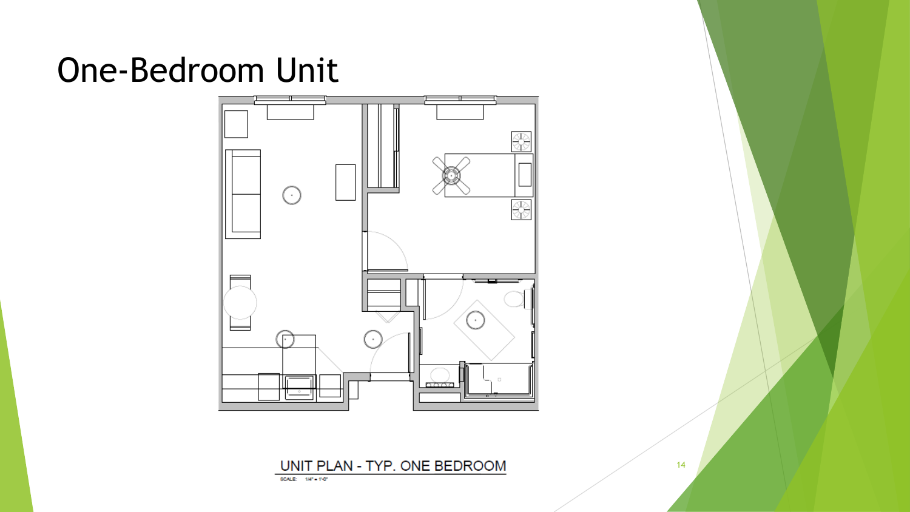# One-Bedroom Unit

UNIT PLAN - TYP. ONE BEDROOM

SCALE: 1/4" = 1'-0"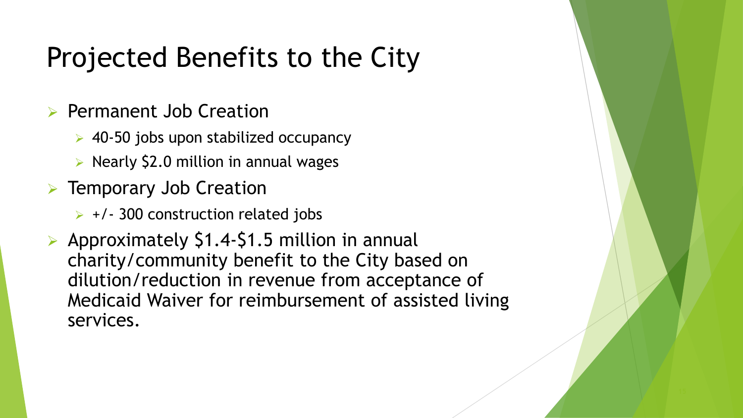# Projected Benefits to the City

- Permanent Job Creation
  - 40-50 jobs upon stabilized occupancy
  - Nearly $2.0 million in annual wages
- Temporary Job Creation
  - +/- 300 construction related jobs
- Approximately $1.4-$1.5 million in annual charity/community benefit to the City based on dilution/reduction in revenue from acceptance of Medicaid Waiver for reimbursement of assisted living services.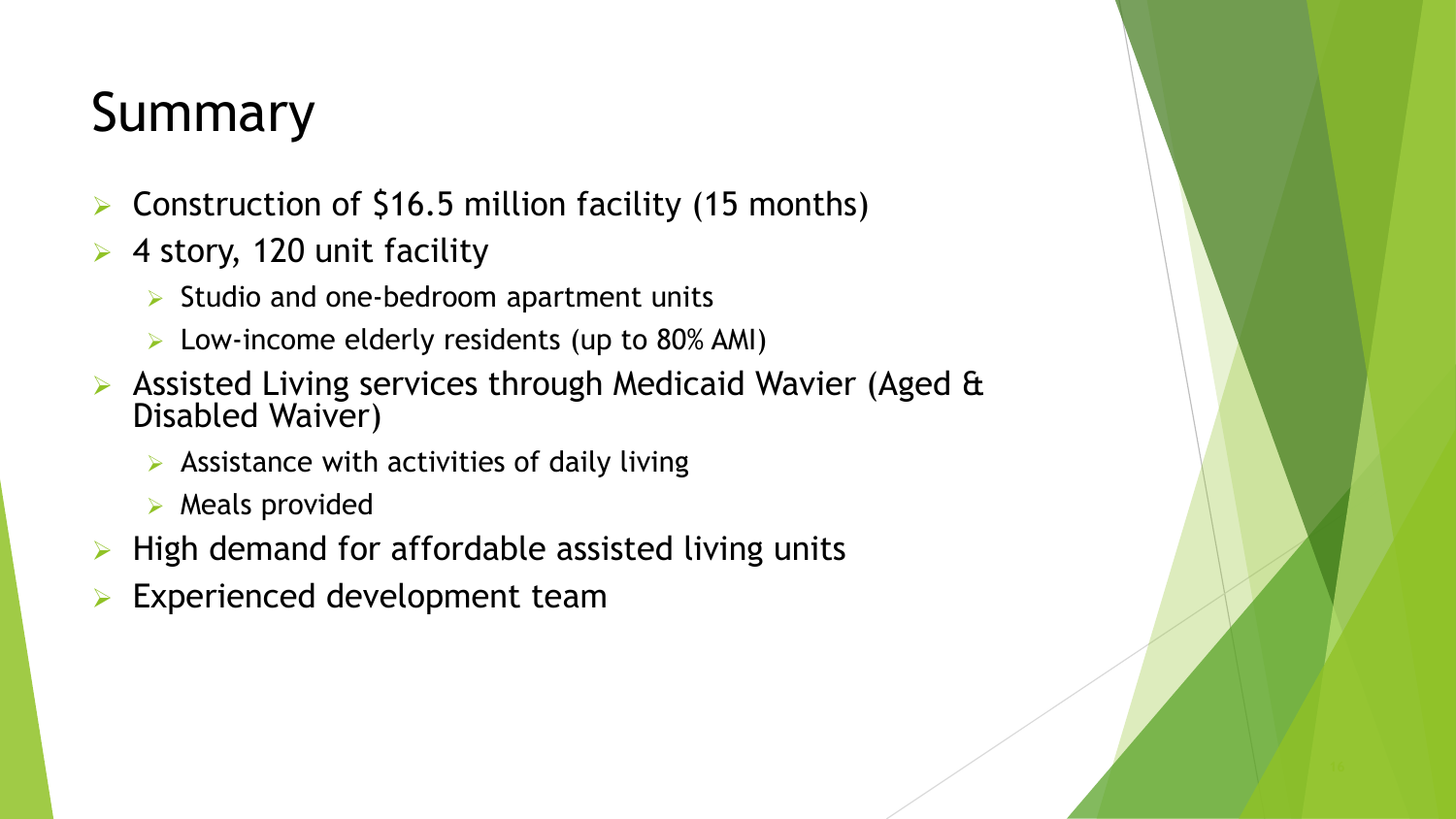# Summary

- Construction of $16.5 million facility (15 months)
- 4 story, 120 unit facility
  - Studio and one-bedroom apartment units
  - Low-income elderly residents (up to 80% AMI)
- Assisted Living services through Medicaid Wavier (Aged & Disabled Waiver)
  - Assistance with activities of daily living
  - Meals provided
- High demand for affordable assisted living units
- Experienced development team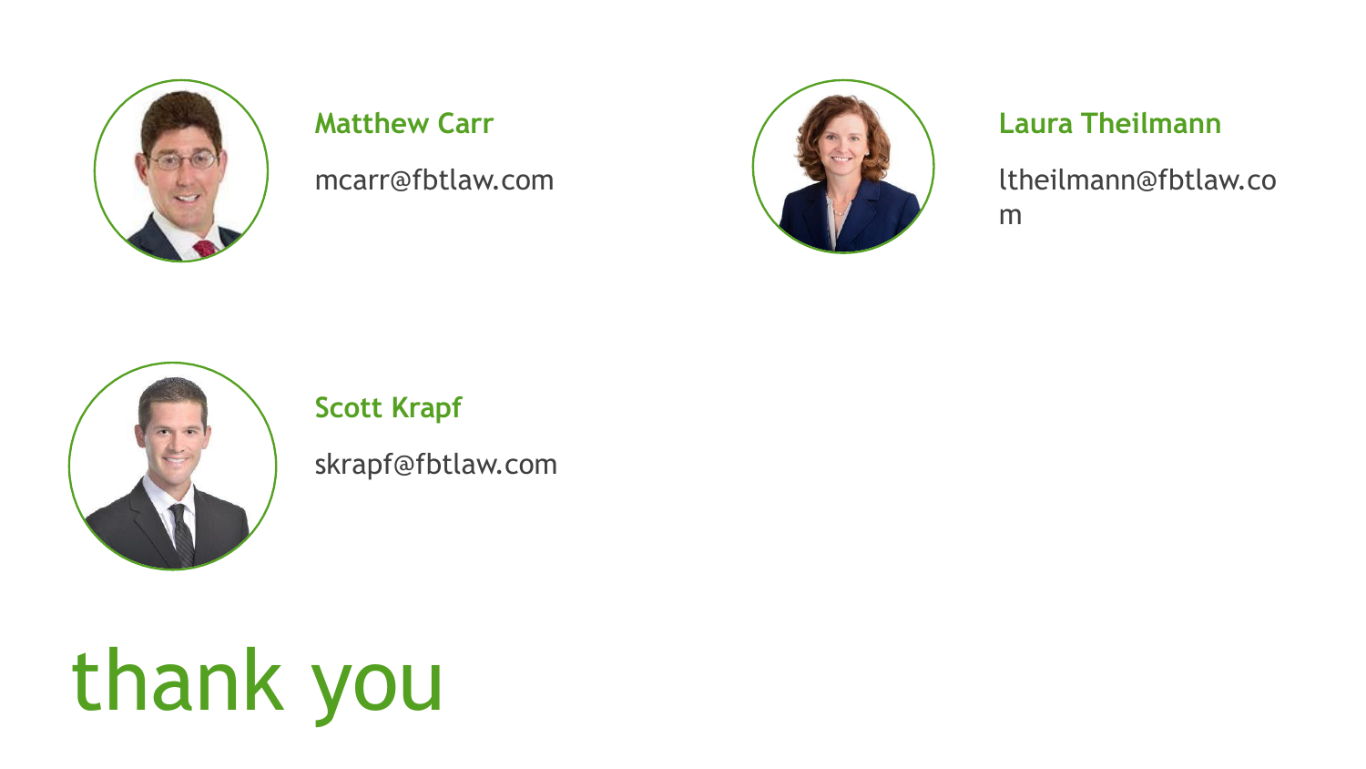**Matthew Carr**

mcarr@fbtlaw.com

**Laura Theilmann**

ltheilmann@fbtlaw.com

**Scott Krapf**

skrapf@fbtlaw.com

# thank you